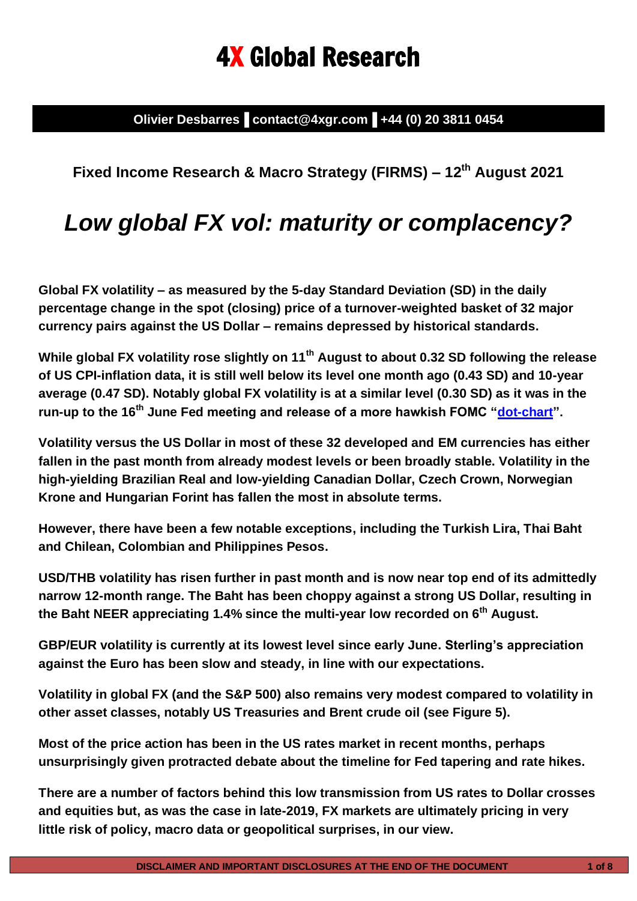# 4X Global Research

**Olivier Desbarres ▌contact@4xgr.com ▌+44 (0) 20 3811 0454**

**Fixed Income Research & Macro Strategy (FIRMS) – 12th August 2021**

## *Low global FX vol: maturity or complacency?*

**Global FX volatility – as measured by the 5-day Standard Deviation (SD) in the daily percentage change in the spot (closing) price of a turnover-weighted basket of 32 major currency pairs against the US Dollar – remains depressed by historical standards.**

**While global FX volatility rose slightly on 11th August to about 0.32 SD following the release of US CPI-inflation data, it is still well below its level one month ago (0.43 SD) and 10-year average (0.47 SD). Notably global FX volatility is at a similar level (0.30 SD) as it was in the run-up to the 16th June Fed meeting and release of a more hawkish FOMC "dot-chart".**

**Volatility versus the US Dollar in most of these 32 developed and EM currencies has either fallen in the past month from already modest levels or been broadly stable. Volatility in the high-yielding Brazilian Real and low-yielding Canadian Dollar, Czech Crown, Norwegian Krone and Hungarian Forint has fallen the most in absolute terms.**

**However, there have been a few notable exceptions, including the Turkish Lira, Thai Baht and Chilean, Colombian and Philippines Pesos.**

**USD/THB volatility has risen further in past month and is now near top end of its admittedly narrow 12-month range. The Baht has been choppy against a strong US Dollar, resulting in the Baht NEER appreciating 1.4% since the multi-year low recorded on 6th August.**

**GBP/EUR volatility is currently at its lowest level since early June. Sterling's appreciation against the Euro has been slow and steady, in line with our expectations.**

**Volatility in global FX (and the S&P 500) also remains very modest compared to volatility in other asset classes, notably US Treasuries and Brent crude oil (see Figure 5).**

**Most of the price action has been in the US rates market in recent months, perhaps unsurprisingly given protracted debate about the timeline for Fed tapering and rate hikes.**

**There are a number of factors behind this low transmission from US rates to Dollar crosses and equities but, as was the case in late-2019, FX markets are ultimately pricing in very little risk of policy, macro data or geopolitical surprises, in our view.**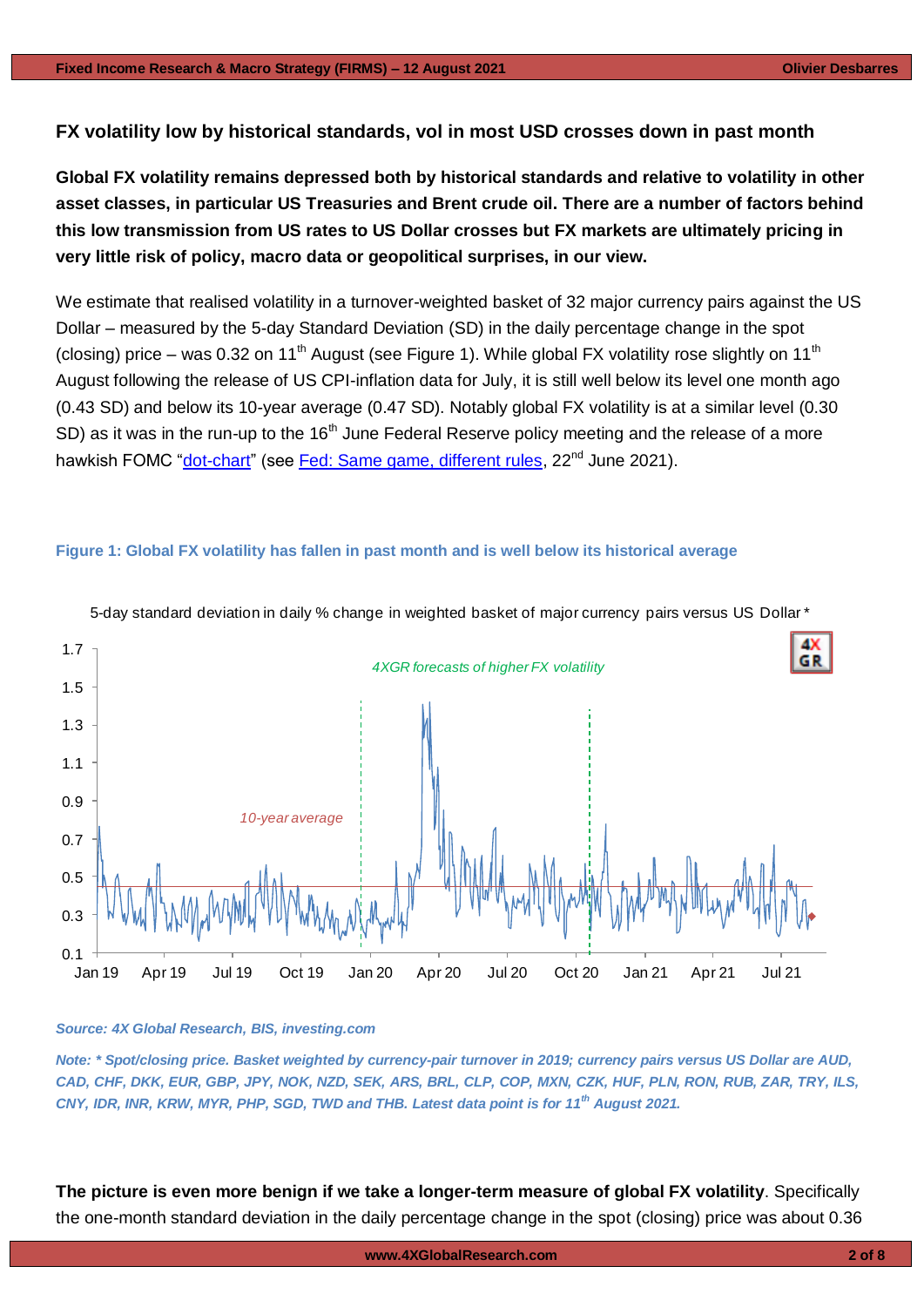## FX volatility low by historical standards, vol in most USD crosses down in past month

**Global FX volatility remains depressed both by historical standards and relative to volatility in other asset classes, in particular US Treasuries and Brent crude oil. There are a number of factors behind this low transmission from US rates to US Dollar crosses but FX markets are ultimately pricing in very little risk of policy, macro data or geopolitical surprises, in our view.**

We estimate that realised volatility in a turnover-weighted basket of 32 major currency pairs against the US Dollar – measured by the 5-day Standard Deviation (SD) in the daily percentage change in the spot (closing) price – was 0.32 on 11th August (see Figure 1). While global FX volatility rose slightly on 11th August following the release of US CPI-inflation data for July, it is still well below its level one month ago (0.43 SD) and below its 10-year average (0.47 SD). Notably global FX volatility is at a similar level (0.30 SD) as it was in the run-up to the 16th June Federal Reserve policy meeting and the release of a more hawkish FOMC "dot-chart" (see Fed: Same game, different rules, 22nd June 2021).

**Figure 1: Global FX volatility has fallen in past month and is well below its historical average**

5-day standard deviation in daily % change in weighted basket of major currency pairs versus US Dollar *

*Source: 4X Global Research, BIS, investing.com*

*Note: * Spot/closing price. Basket weighted by currency-pair turnover in 2019; currency pairs versus US Dollar are AUD, CAD, CHF, DKK, EUR, GBP, JPY, NOK, NZD, SEK, ARS, BRL, CLP, COP, MXN, CZK, HUF, PLN, RON, RUB, ZAR, TRY, ILS, CNY, IDR, INR, KRW, MYR, PHP, SGD, TWD and THB. Latest data point is for 11th August 2021.*

**The picture is even more benign if we take a longer-term measure of global FX volatility**. Specifically the one-month standard deviation in the daily percentage change in the spot (closing) price was about 0.36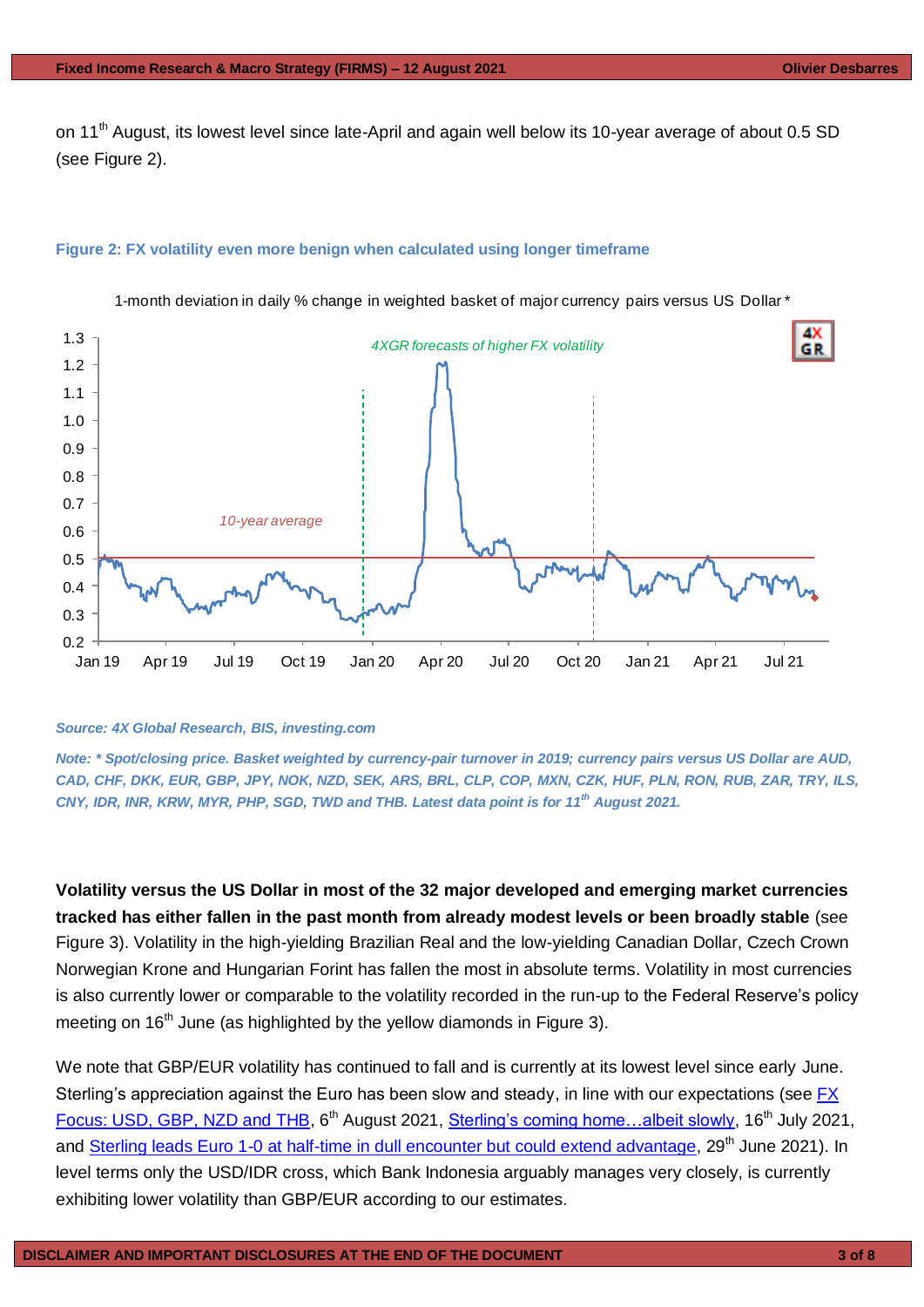on 11th August, its lowest level since late-April and again well below its 10-year average of about 0.5 SD (see Figure 2).

**Figure 2: FX volatility even more benign when calculated using longer timeframe**

**Source: 4X Global Research, BIS, investing.com**

***Note: * Spot/closing price. Basket weighted by currency-pair turnover in 2019; currency pairs versus US Dollar are AUD, CAD, CHF, DKK, EUR, GBP, JPY, NOK, NZD, SEK, ARS, BRL, CLP, COP, MXN, CZK, HUF, PLN, RON, RUB, ZAR, TRY, ILS, CNY, IDR, INR, KRW, MYR, PHP, SGD, TWD and THB. Latest data point is for 11th August 2021.***

**Volatility versus the US Dollar in most of the 32 major developed and emerging market currencies tracked has either fallen in the past month from already modest levels or been broadly stable** (see Figure 3). Volatility in the high-yielding Brazilian Real and the low-yielding Canadian Dollar, Czech Crown Norwegian Krone and Hungarian Forint has fallen the most in absolute terms. Volatility in most currencies is also currently lower or comparable to the volatility recorded in the run-up to the Federal Reserve's policy meeting on 16th June (as highlighted by the yellow diamonds in Figure 3).

We note that GBP/EUR volatility has continued to fall and is currently at its lowest level since early June. Sterling's appreciation against the Euro has been slow and steady, in line with our expectations (see FX Focus: USD, GBP, NZD and THB, 6th August 2021, Sterling's coming home…albeit slowly, 16th July 2021, and Sterling leads Euro 1-0 at half-time in dull encounter but could extend advantage, 29th June 2021). In level terms only the USD/IDR cross, which Bank Indonesia arguably manages very closely, is currently exhibiting lower volatility than GBP/EUR according to our estimates.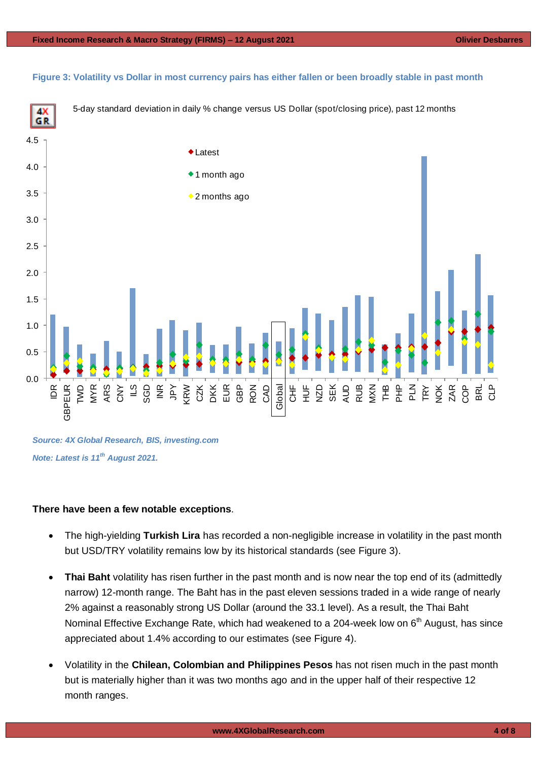**Figure 3: Volatility vs Dollar in most currency pairs has either fallen or been broadly stable in past month**

5-day standard deviation in daily % change versus US Dollar (spot/closing price), past 12 months

*Source: 4X Global Research, BIS, investing.com*

*Note: Latest is 11th August 2021.*

**There have been a few notable exceptions**.

- The high-yielding **Turkish Lira** has recorded a non-negligible increase in volatility in the past month but USD/TRY volatility remains low by its historical standards (see Figure 3).
- **Thai Baht** volatility has risen further in the past month and is now near the top end of its (admittedly narrow) 12-month range. The Baht has in the past eleven sessions traded in a wide range of nearly 2% against a reasonably strong US Dollar (around the 33.1 level). As a result, the Thai Baht Nominal Effective Exchange Rate, which had weakened to a 204-week low on 6th August, has since appreciated about 1.4% according to our estimates (see Figure 4).
- Volatility in the **Chilean, Colombian and Philippines Pesos** has not risen much in the past month but is materially higher than it was two months ago and in the upper half of their respective 12 month ranges.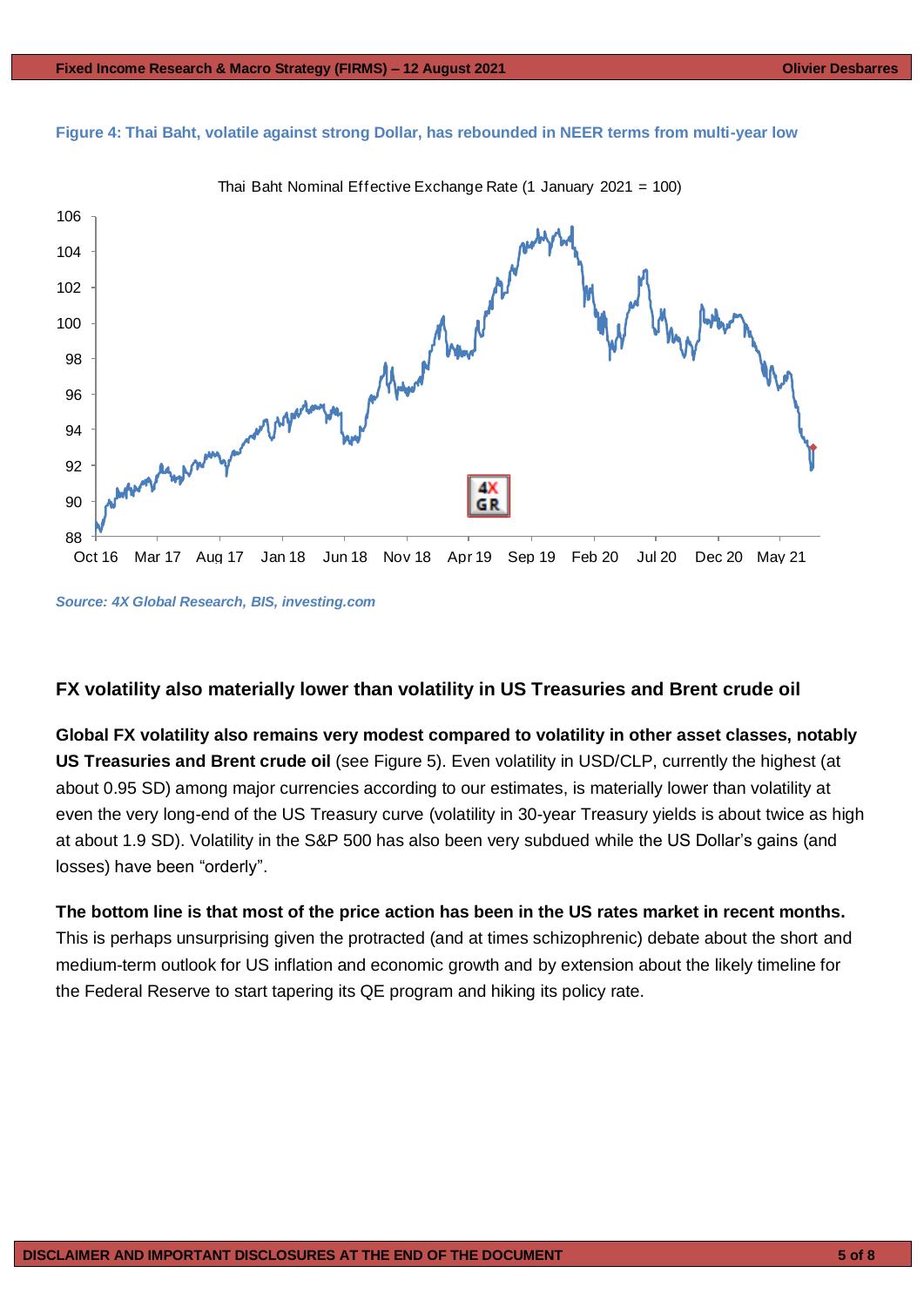**Figure 4: Thai Baht, volatile against strong Dollar, has rebounded in NEER terms from multi-year low**

*Source: 4X Global Research, BIS, investing.com*

## FX volatility also materially lower than volatility in US Treasuries and Brent crude oil

**Global FX volatility also remains very modest compared to volatility in other asset classes, notably US Treasuries and Brent crude oil** (see Figure 5). Even volatility in USD/CLP, currently the highest (at about 0.95 SD) among major currencies according to our estimates, is materially lower than volatility at even the very long-end of the US Treasury curve (volatility in 30-year Treasury yields is about twice as high at about 1.9 SD). Volatility in the S&P 500 has also been very subdued while the US Dollar's gains (and losses) have been "orderly".

**The bottom line is that most of the price action has been in the US rates market in recent months.** This is perhaps unsurprising given the protracted (and at times schizophrenic) debate about the short and medium-term outlook for US inflation and economic growth and by extension about the likely timeline for the Federal Reserve to start tapering its QE program and hiking its policy rate.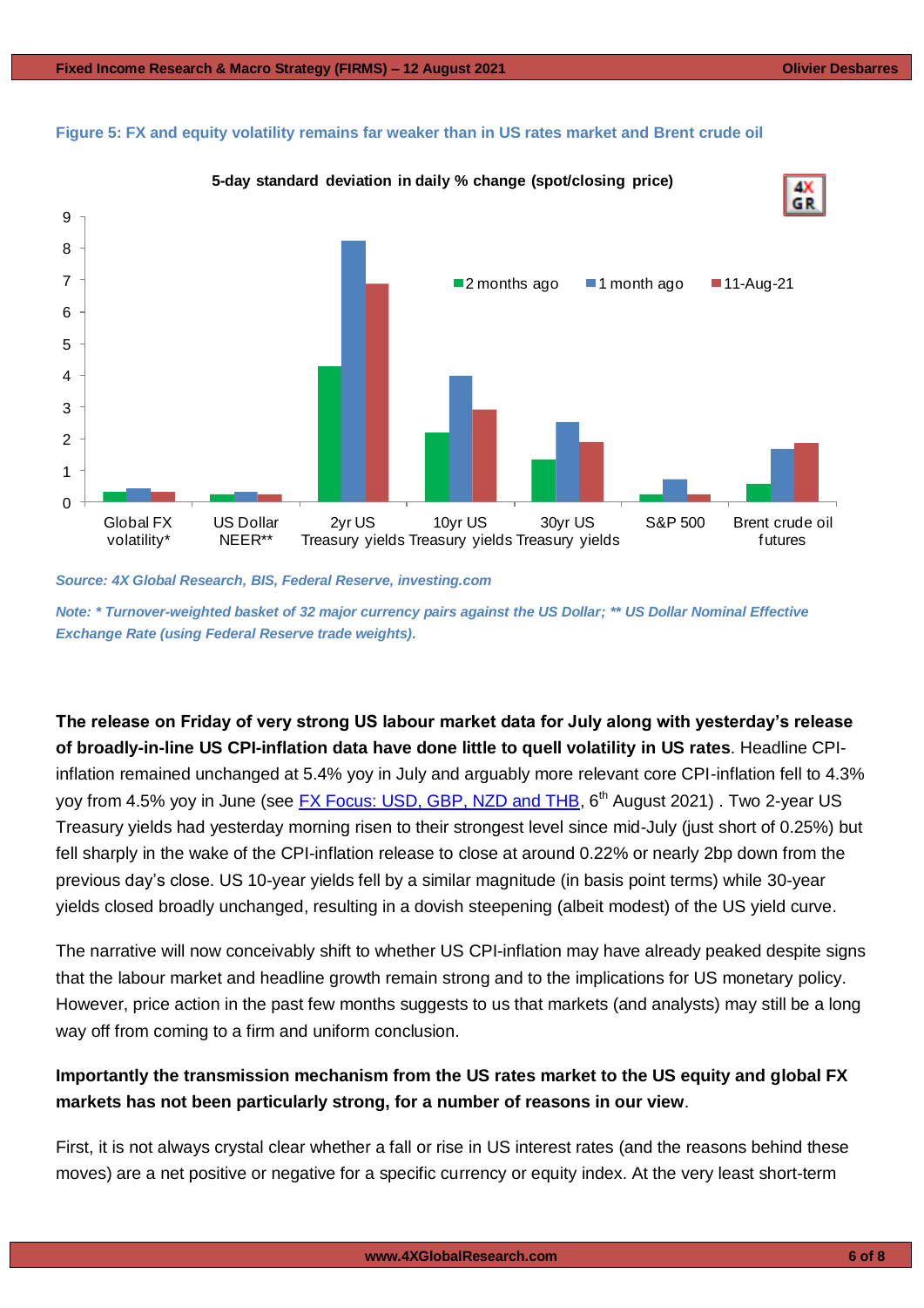**Figure 5: FX and equity volatility remains far weaker than in US rates market and Brent crude oil**

*Source: 4X Global Research, BIS, Federal Reserve, investing.com*

*Note: * Turnover-weighted basket of 32 major currency pairs against the US Dollar; ** US Dollar Nominal Effective Exchange Rate (using Federal Reserve trade weights).*

**The release on Friday of very strong US labour market data for July along with yesterday's release of broadly-in-line US CPI-inflation data have done little to quell volatility in US rates**. Headline CPI-inflation remained unchanged at 5.4% yoy in July and arguably more relevant core CPI-inflation fell to 4.3% yoy from 4.5% yoy in June (see FX Focus: USD, GBP, NZD and THB, 6th August 2021) . Two 2-year US Treasury yields had yesterday morning risen to their strongest level since mid-July (just short of 0.25%) but fell sharply in the wake of the CPI-inflation release to close at around 0.22% or nearly 2bp down from the previous day's close. US 10-year yields fell by a similar magnitude (in basis point terms) while 30-year yields closed broadly unchanged, resulting in a dovish steepening (albeit modest) of the US yield curve.

The narrative will now conceivably shift to whether US CPI-inflation may have already peaked despite signs that the labour market and headline growth remain strong and to the implications for US monetary policy. However, price action in the past few months suggests to us that markets (and analysts) may still be a long way off from coming to a firm and uniform conclusion.

**Importantly the transmission mechanism from the US rates market to the US equity and global FX markets has not been particularly strong, for a number of reasons in our view**.

First, it is not always crystal clear whether a fall or rise in US interest rates (and the reasons behind these moves) are a net positive or negative for a specific currency or equity index. At the very least short-term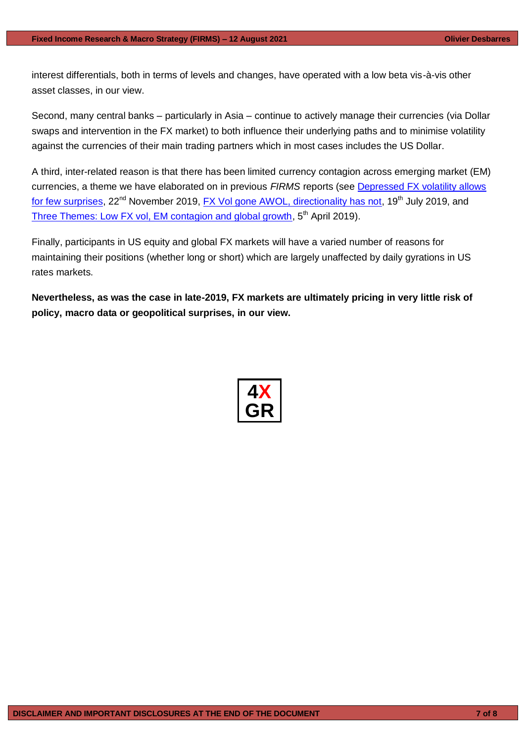interest differentials, both in terms of levels and changes, have operated with a low beta vis-à-vis other asset classes, in our view.

Second, many central banks – particularly in Asia – continue to actively manage their currencies (via Dollar swaps and intervention in the FX market) to both influence their underlying paths and to minimise volatility against the currencies of their main trading partners which in most cases includes the US Dollar.

A third, inter-related reason is that there has been limited currency contagion across emerging market (EM) currencies, a theme we have elaborated on in previous *FIRMS* reports (see Depressed FX volatility allows for few surprises, 22nd November 2019, FX Vol gone AWOL, directionality has not, 19th July 2019, and Three Themes: Low FX vol, EM contagion and global growth, 5th April 2019).

Finally, participants in US equity and global FX markets will have a varied number of reasons for maintaining their positions (whether long or short) which are largely unaffected by daily gyrations in US rates markets.

**Nevertheless, as was the case in late-2019, FX markets are ultimately pricing in very little risk of policy, macro data or geopolitical surprises, in our view.**

4X
GR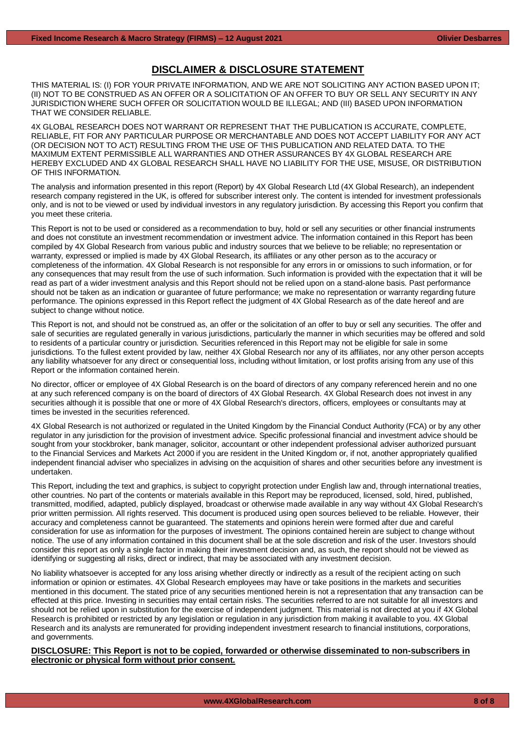## DISCLAIMER & DISCLOSURE STATEMENT

THIS MATERIAL IS: (I) FOR YOUR PRIVATE INFORMATION, AND WE ARE NOT SOLICITING ANY ACTION BASED UPON IT; (II) NOT TO BE CONSTRUED AS AN OFFER OR A SOLICITATION OF AN OFFER TO BUY OR SELL ANY SECURITY IN ANY JURISDICTION WHERE SUCH OFFER OR SOLICITATION WOULD BE ILLEGAL; AND (III) BASED UPON INFORMATION THAT WE CONSIDER RELIABLE.

4X GLOBAL RESEARCH DOES NOT WARRANT OR REPRESENT THAT THE PUBLICATION IS ACCURATE, COMPLETE, RELIABLE, FIT FOR ANY PARTICULAR PURPOSE OR MERCHANTABLE AND DOES NOT ACCEPT LIABILITY FOR ANY ACT (OR DECISION NOT TO ACT) RESULTING FROM THE USE OF THIS PUBLICATION AND RELATED DATA. TO THE MAXIMUM EXTENT PERMISSIBLE ALL WARRANTIES AND OTHER ASSURANCES BY 4X GLOBAL RESEARCH ARE HEREBY EXCLUDED AND 4X GLOBAL RESEARCH SHALL HAVE NO LIABILITY FOR THE USE, MISUSE, OR DISTRIBUTION OF THIS INFORMATION.

The analysis and information presented in this report (Report) by 4X Global Research Ltd (4X Global Research), an independent research company registered in the UK, is offered for subscriber interest only. The content is intended for investment professionals only, and is not to be viewed or used by individual investors in any regulatory jurisdiction. By accessing this Report you confirm that you meet these criteria.

This Report is not to be used or considered as a recommendation to buy, hold or sell any securities or other financial instruments and does not constitute an investment recommendation or investment advice. The information contained in this Report has been compiled by 4X Global Research from various public and industry sources that we believe to be reliable; no representation or warranty, expressed or implied is made by 4X Global Research, its affiliates or any other person as to the accuracy or completeness of the information. 4X Global Research is not responsible for any errors in or omissions to such information, or for any consequences that may result from the use of such information. Such information is provided with the expectation that it will be read as part of a wider investment analysis and this Report should not be relied upon on a stand-alone basis. Past performance should not be taken as an indication or guarantee of future performance; we make no representation or warranty regarding future performance. The opinions expressed in this Report reflect the judgment of 4X Global Research as of the date hereof and are subject to change without notice.

This Report is not, and should not be construed as, an offer or the solicitation of an offer to buy or sell any securities. The offer and sale of securities are regulated generally in various jurisdictions, particularly the manner in which securities may be offered and sold to residents of a particular country or jurisdiction. Securities referenced in this Report may not be eligible for sale in some jurisdictions. To the fullest extent provided by law, neither 4X Global Research nor any of its affiliates, nor any other person accepts any liability whatsoever for any direct or consequential loss, including without limitation, or lost profits arising from any use of this Report or the information contained herein.

No director, officer or employee of 4X Global Research is on the board of directors of any company referenced herein and no one at any such referenced company is on the board of directors of 4X Global Research. 4X Global Research does not invest in any securities although it is possible that one or more of 4X Global Research's directors, officers, employees or consultants may at times be invested in the securities referenced.

4X Global Research is not authorized or regulated in the United Kingdom by the Financial Conduct Authority (FCA) or by any other regulator in any jurisdiction for the provision of investment advice. Specific professional financial and investment advice should be sought from your stockbroker, bank manager, solicitor, accountant or other independent professional adviser authorized pursuant to the Financial Services and Markets Act 2000 if you are resident in the United Kingdom or, if not, another appropriately qualified independent financial adviser who specializes in advising on the acquisition of shares and other securities before any investment is undertaken.

This Report, including the text and graphics, is subject to copyright protection under English law and, through international treaties, other countries. No part of the contents or materials available in this Report may be reproduced, licensed, sold, hired, published, transmitted, modified, adapted, publicly displayed, broadcast or otherwise made available in any way without 4X Global Research's prior written permission. All rights reserved. This document is produced using open sources believed to be reliable. However, their accuracy and completeness cannot be guaranteed. The statements and opinions herein were formed after due and careful consideration for use as information for the purposes of investment. The opinions contained herein are subject to change without notice. The use of any information contained in this document shall be at the sole discretion and risk of the user. Investors should consider this report as only a single factor in making their investment decision and, as such, the report should not be viewed as identifying or suggesting all risks, direct or indirect, that may be associated with any investment decision.

No liability whatsoever is accepted for any loss arising whether directly or indirectly as a result of the recipient acting on such information or opinion or estimates. 4X Global Research employees may have or take positions in the markets and securities mentioned in this document. The stated price of any securities mentioned herein is not a representation that any transaction can be effected at this price. Investing in securities may entail certain risks. The securities referred to are not suitable for all investors and should not be relied upon in substitution for the exercise of independent judgment. This material is not directed at you if 4X Global Research is prohibited or restricted by any legislation or regulation in any jurisdiction from making it available to you. 4X Global Research and its analysts are remunerated for providing independent investment research to financial institutions, corporations, and governments.

**DISCLOSURE: This Report is not to be copied, forwarded or otherwise disseminated to non-subscribers in electronic or physical form without prior consent.**